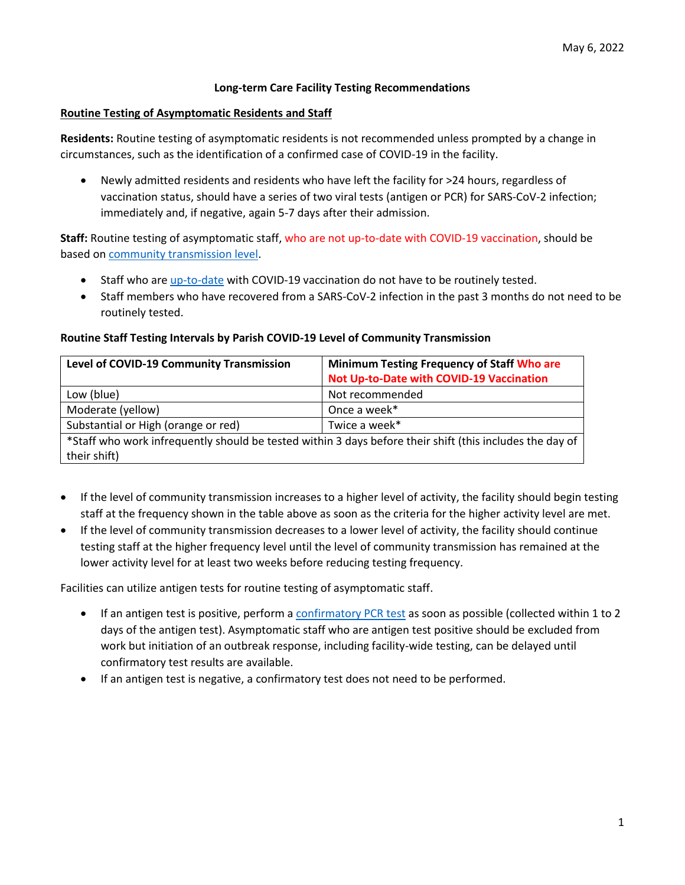May 6, 2022

# Long-term Care Facility Testing Recommendations

## Routine Testing of Asymptomatic Residents and Staff

**Residents:** Routine testing of asymptomatic residents is not recommended unless prompted by a change in circumstances, such as the identification of a confirmed case of COVID-19 in the facility.

- Newly admitted residents and residents who have left the facility for >24 hours, regardless of vaccination status, should have a series of two viral tests (antigen or PCR) for SARS-CoV-2 infection; immediately and, if negative, again 5-7 days after their admission.

**Staff:** Routine testing of asymptomatic staff, who are not up-to-date with COVID-19 vaccination, should be based on community transmission level.

- Staff who are up-to-date with COVID-19 vaccination do not have to be routinely tested.
- Staff members who have recovered from a SARS-CoV-2 infection in the past 3 months do not need to be routinely tested.

### Routine Staff Testing Intervals by Parish COVID-19 Level of Community Transmission

| Level of COVID-19 Community Transmission | Minimum Testing Frequency of Staff Who are Not Up-to-Date with COVID-19 Vaccination |
|---|---|
| Low (blue) | Not recommended |
| Moderate (yellow) | Once a week* |
| Substantial or High (orange or red) | Twice a week* |
| *Staff who work infrequently should be tested within 3 days before their shift (this includes the day of their shift) | |

- If the level of community transmission increases to a higher level of activity, the facility should begin testing staff at the frequency shown in the table above as soon as the criteria for the higher activity level are met.
- If the level of community transmission decreases to a lower level of activity, the facility should continue testing staff at the higher frequency level until the level of community transmission has remained at the lower activity level for at least two weeks before reducing testing frequency.

Facilities can utilize antigen tests for routine testing of asymptomatic staff.

- If an antigen test is positive, perform a confirmatory PCR test as soon as possible (collected within 1 to 2 days of the antigen test). Asymptomatic staff who are antigen test positive should be excluded from work but initiation of an outbreak response, including facility-wide testing, can be delayed until confirmatory test results are available.
- If an antigen test is negative, a confirmatory test does not need to be performed.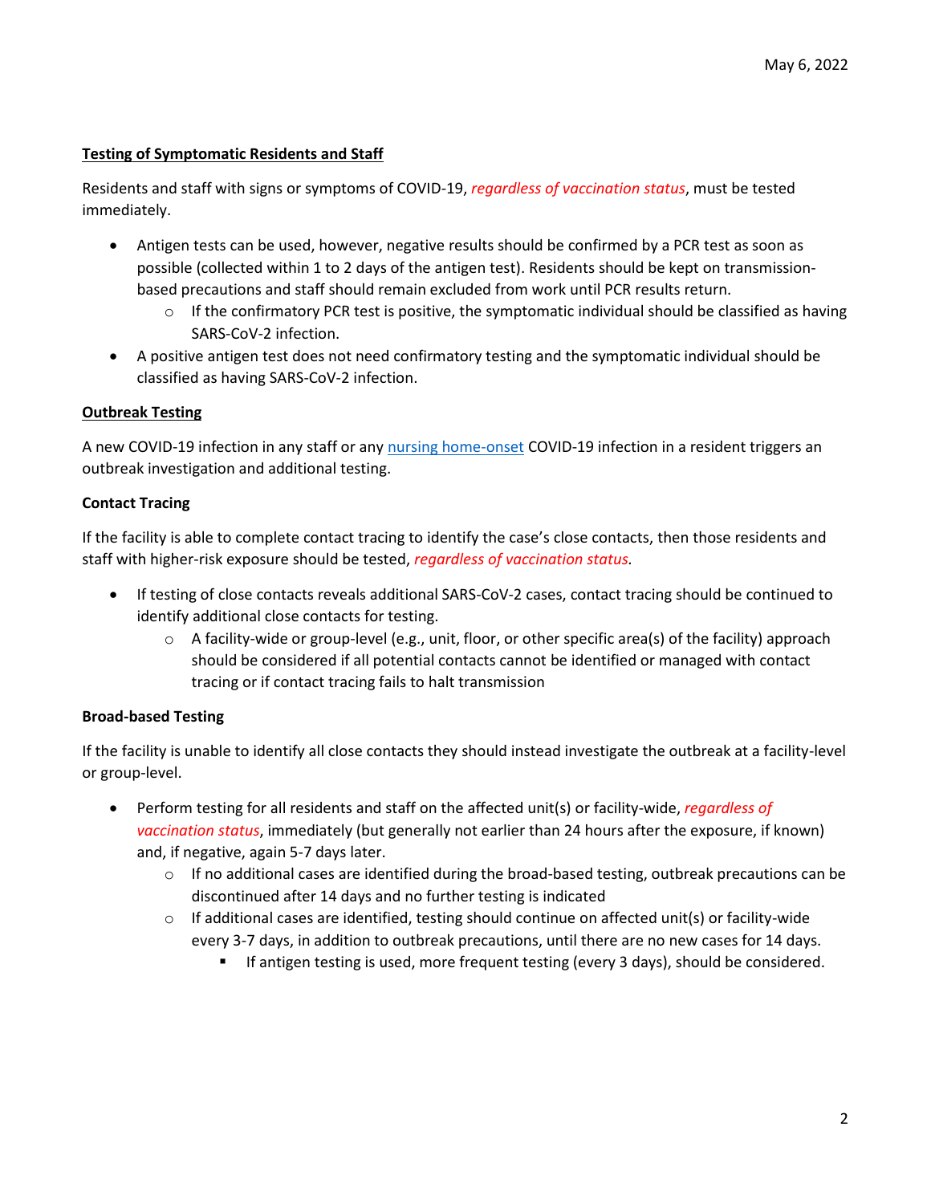**Testing of Symptomatic Residents and Staff**

Residents and staff with signs or symptoms of COVID-19, *regardless of vaccination status*, must be tested immediately.

- Antigen tests can be used, however, negative results should be confirmed by a PCR test as soon as possible (collected within 1 to 2 days of the antigen test). Residents should be kept on transmission-based precautions and staff should remain excluded from work until PCR results return.
  - If the confirmatory PCR test is positive, the symptomatic individual should be classified as having SARS-CoV-2 infection.
- A positive antigen test does not need confirmatory testing and the symptomatic individual should be classified as having SARS-CoV-2 infection.

**Outbreak Testing**

A new COVID-19 infection in any staff or any nursing home-onset COVID-19 infection in a resident triggers an outbreak investigation and additional testing.

**Contact Tracing**

If the facility is able to complete contact tracing to identify the case's close contacts, then those residents and staff with higher-risk exposure should be tested, *regardless of vaccination status.*

- If testing of close contacts reveals additional SARS-CoV-2 cases, contact tracing should be continued to identify additional close contacts for testing.
  - A facility-wide or group-level (e.g., unit, floor, or other specific area(s) of the facility) approach should be considered if all potential contacts cannot be identified or managed with contact tracing or if contact tracing fails to halt transmission

**Broad-based Testing**

If the facility is unable to identify all close contacts they should instead investigate the outbreak at a facility-level or group-level.

- Perform testing for all residents and staff on the affected unit(s) or facility-wide, *regardless of vaccination status*, immediately (but generally not earlier than 24 hours after the exposure, if known) and, if negative, again 5-7 days later.
  - If no additional cases are identified during the broad-based testing, outbreak precautions can be discontinued after 14 days and no further testing is indicated
  - If additional cases are identified, testing should continue on affected unit(s) or facility-wide every 3-7 days, in addition to outbreak precautions, until there are no new cases for 14 days.
    - If antigen testing is used, more frequent testing (every 3 days), should be considered.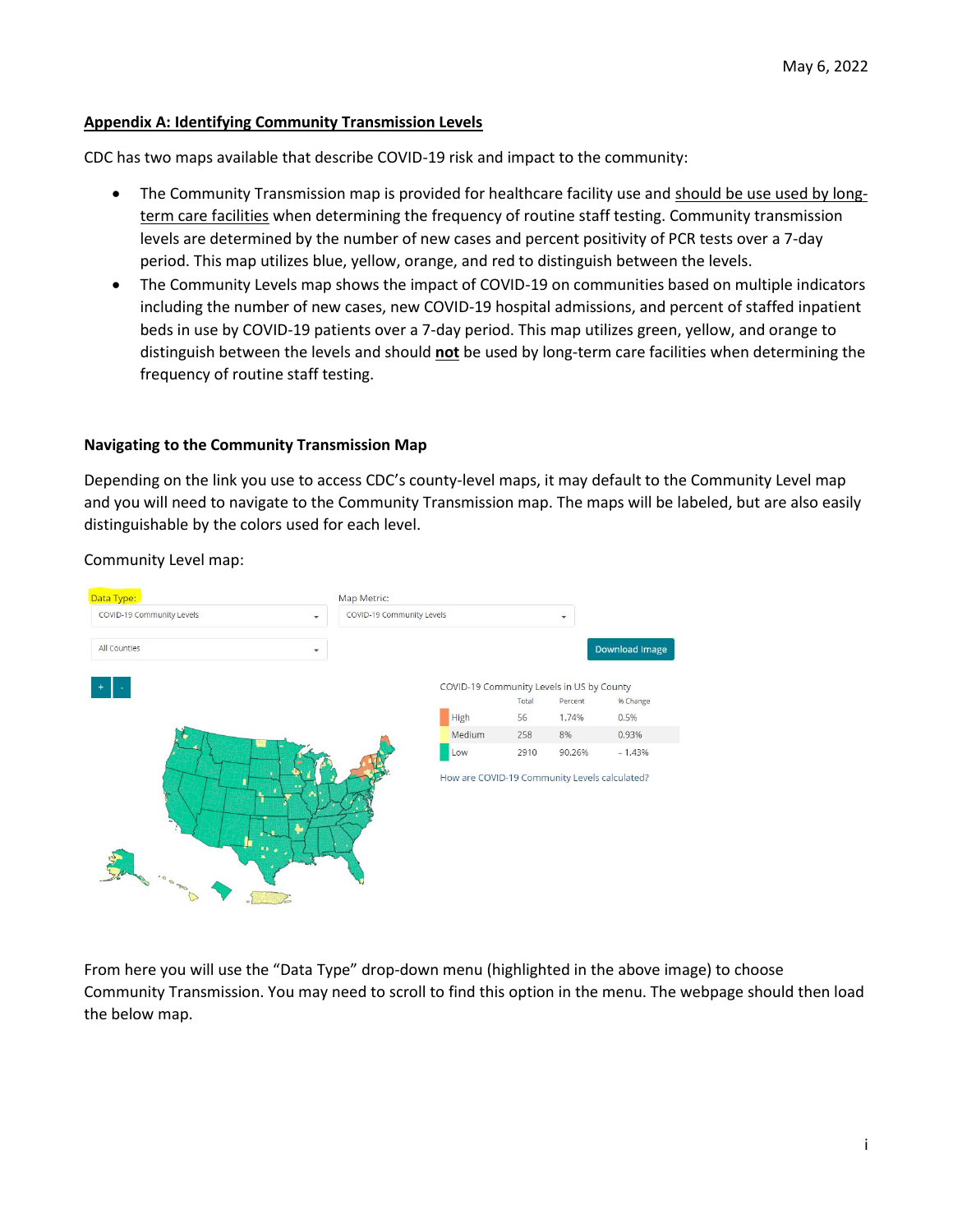May 6, 2022

## Appendix A: Identifying Community Transmission Levels

CDC has two maps available that describe COVID-19 risk and impact to the community:

- The Community Transmission map is provided for healthcare facility use and should be use used by long-term care facilities when determining the frequency of routine staff testing. Community transmission levels are determined by the number of new cases and percent positivity of PCR tests over a 7-day period. This map utilizes blue, yellow, orange, and red to distinguish between the levels.
- The Community Levels map shows the impact of COVID-19 on communities based on multiple indicators including the number of new cases, new COVID-19 hospital admissions, and percent of staffed inpatient beds in use by COVID-19 patients over a 7-day period. This map utilizes green, yellow, and orange to distinguish between the levels and should **not** be used by long-term care facilities when determining the frequency of routine staff testing.

### Navigating to the Community Transmission Map

Depending on the link you use to access CDC's county-level maps, it may default to the Community Level map and you will need to navigate to the Community Transmission map. The maps will be labeled, but are also easily distinguishable by the colors used for each level.

Community Level map:

Data Type: COVID-19 Community Levels

Map Metric: COVID-19 Community Levels

All Counties

Download Image

COVID-19 Community Levels in US by County

| | Total | Percent | % Change |
|---|---|---|---|
| High | 56 | 1.74% | 0.5% |
| Medium | 258 | 8% | 0.93% |
| Low | 2910 | 90.26% | - 1.43% |

How are COVID-19 Community Levels calculated?

From here you will use the "Data Type" drop-down menu (highlighted in the above image) to choose Community Transmission. You may need to scroll to find this option in the menu. The webpage should then load the below map.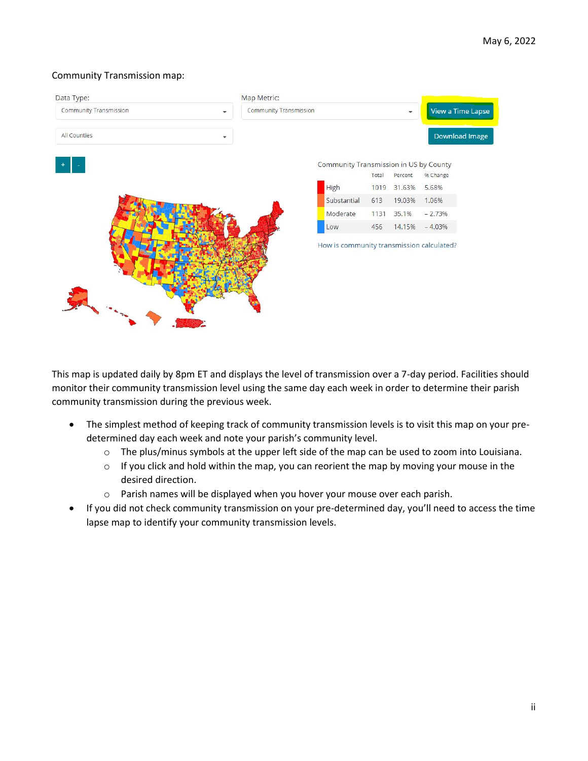May 6, 2022

Community Transmission map:

Data Type: Community Transmission

Map Metric: Community Transmission

View a Time Lapse

All Counties

Download Image

Community Transmission in US by County

| | Total | Percent | % Change |
|---|---|---|---|
| High | 1019 | 31.63% | 5.68% |
| Substantial | 613 | 19.03% | 1.06% |
| Moderate | 1131 | 35.1% | – 2.73% |
| Low | 456 | 14.15% | – 4.03% |

How is community transmission calculated?

This map is updated daily by 8pm ET and displays the level of transmission over a 7-day period. Facilities should monitor their community transmission level using the same day each week in order to determine their parish community transmission during the previous week.

- The simplest method of keeping track of community transmission levels is to visit this map on your pre-determined day each week and note your parish's community level.
  - The plus/minus symbols at the upper left side of the map can be used to zoom into Louisiana.
  - If you click and hold within the map, you can reorient the map by moving your mouse in the desired direction.
  - Parish names will be displayed when you hover your mouse over each parish.
- If you did not check community transmission on your pre-determined day, you'll need to access the time lapse map to identify your community transmission levels.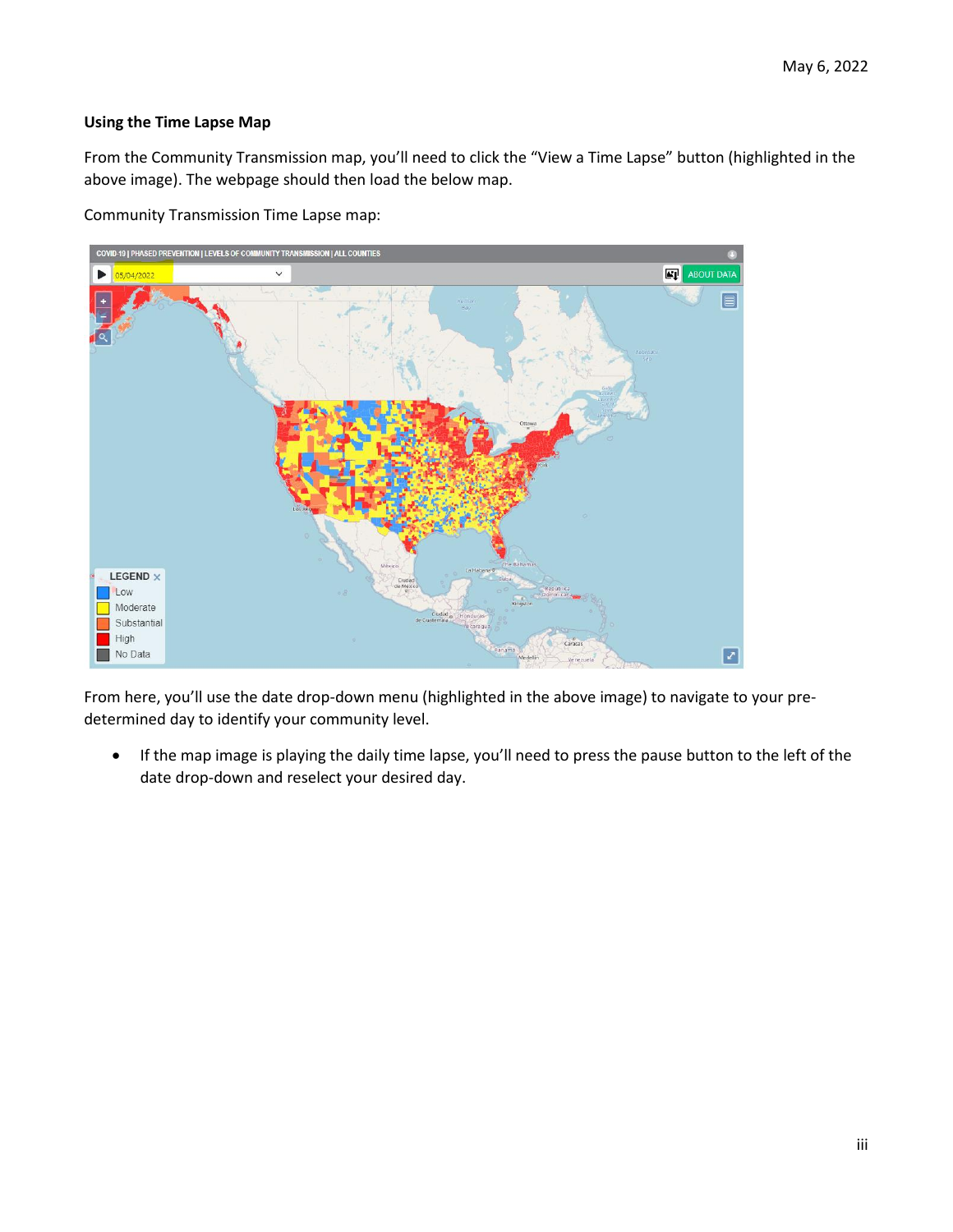### Using the Time Lapse Map

From the Community Transmission map, you'll need to click the "View a Time Lapse" button (highlighted in the above image). The webpage should then load the below map.

Community Transmission Time Lapse map:

From here, you'll use the date drop-down menu (highlighted in the above image) to navigate to your pre-determined day to identify your community level.

- If the map image is playing the daily time lapse, you'll need to press the pause button to the left of the date drop-down and reselect your desired day.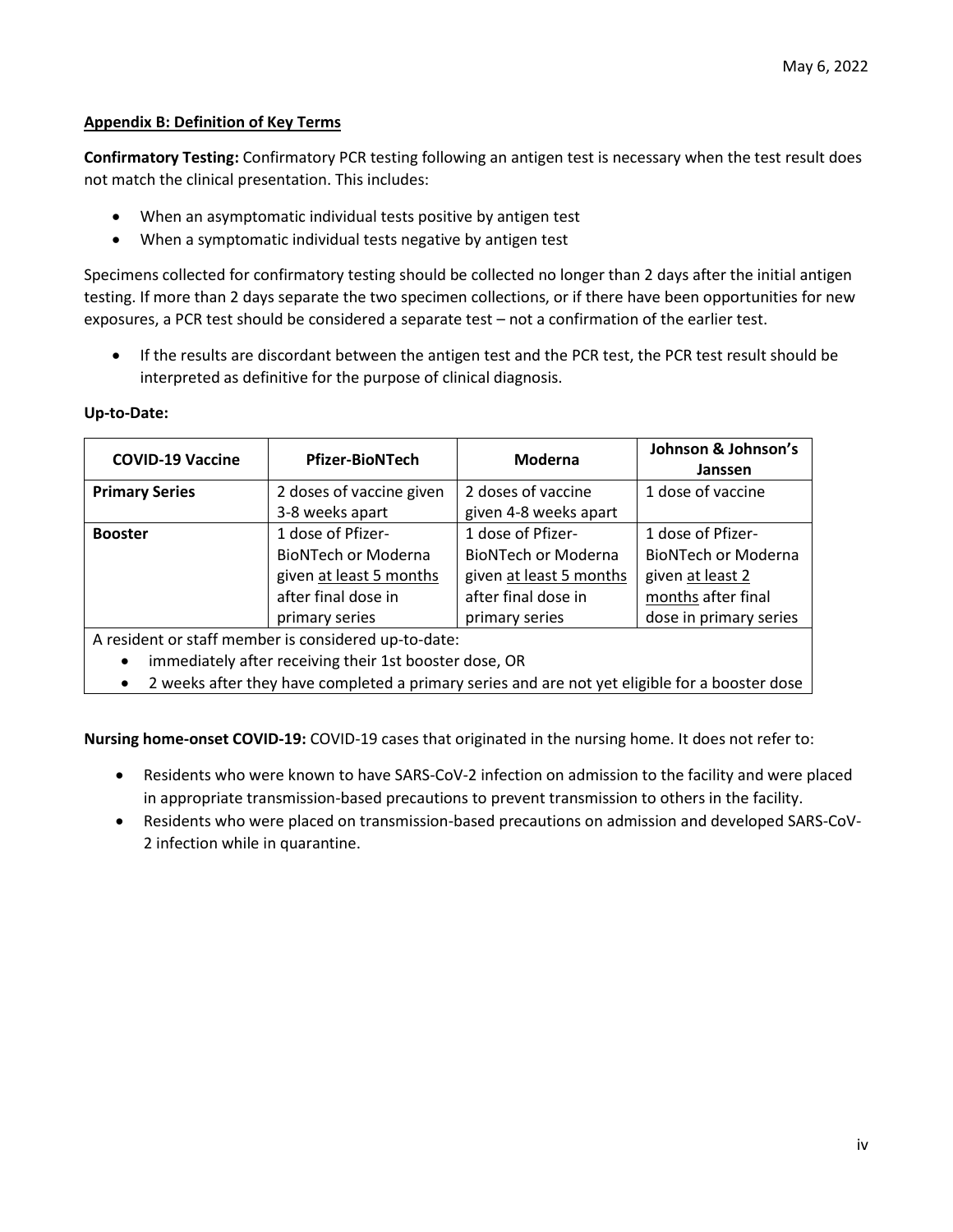May 6, 2022

**Appendix B: Definition of Key Terms**

**Confirmatory Testing:** Confirmatory PCR testing following an antigen test is necessary when the test result does not match the clinical presentation. This includes:

- When an asymptomatic individual tests positive by antigen test
- When a symptomatic individual tests negative by antigen test

Specimens collected for confirmatory testing should be collected no longer than 2 days after the initial antigen testing. If more than 2 days separate the two specimen collections, or if there have been opportunities for new exposures, a PCR test should be considered a separate test – not a confirmation of the earlier test.

- If the results are discordant between the antigen test and the PCR test, the PCR test result should be interpreted as definitive for the purpose of clinical diagnosis.

**Up-to-Date:**

| COVID-19 Vaccine | Pfizer-BioNTech | Moderna | Johnson & Johnson's Janssen |
|---|---|---|---|
| **Primary Series** | 2 doses of vaccine given 3-8 weeks apart | 2 doses of vaccine given 4-8 weeks apart | 1 dose of vaccine |
| **Booster** | 1 dose of Pfizer-BioNTech or Moderna given at least 5 months after final dose in primary series | 1 dose of Pfizer-BioNTech or Moderna given at least 5 months after final dose in primary series | 1 dose of Pfizer-BioNTech or Moderna given at least 2 months after final dose in primary series |

A resident or staff member is considered up-to-date:

- immediately after receiving their 1st booster dose, OR
- 2 weeks after they have completed a primary series and are not yet eligible for a booster dose

**Nursing home-onset COVID-19:** COVID-19 cases that originated in the nursing home. It does not refer to:

- Residents who were known to have SARS-CoV-2 infection on admission to the facility and were placed in appropriate transmission-based precautions to prevent transmission to others in the facility.
- Residents who were placed on transmission-based precautions on admission and developed SARS-CoV-2 infection while in quarantine.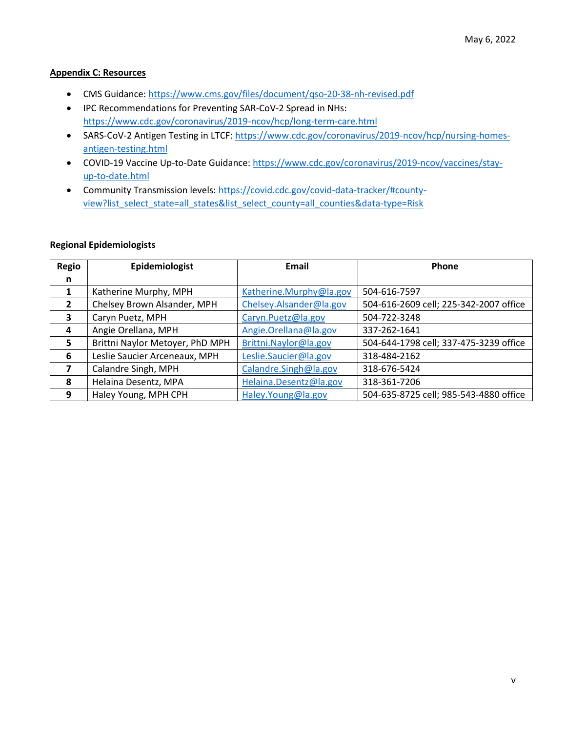May 6, 2022

## Appendix C: Resources

- CMS Guidance: https://www.cms.gov/files/document/qso-20-38-nh-revised.pdf
- IPC Recommendations for Preventing SAR-CoV-2 Spread in NHs: https://www.cdc.gov/coronavirus/2019-ncov/hcp/long-term-care.html
- SARS-CoV-2 Antigen Testing in LTCF: https://www.cdc.gov/coronavirus/2019-ncov/hcp/nursing-homes-antigen-testing.html
- COVID-19 Vaccine Up-to-Date Guidance: https://www.cdc.gov/coronavirus/2019-ncov/vaccines/stay-up-to-date.html
- Community Transmission levels: https://covid.cdc.gov/covid-data-tracker/#county-view?list_select_state=all_states&list_select_county=all_counties&data-type=Risk

**Regional Epidemiologists**

| Region | Epidemiologist | Email | Phone |
|---|---|---|---|
| **1** | Katherine Murphy, MPH | Katherine.Murphy@la.gov | 504-616-7597 |
| **2** | Chelsey Brown Alsander, MPH | Chelsey.Alsander@la.gov | 504-616-2609 cell; 225-342-2007 office |
| **3** | Caryn Puetz, MPH | Caryn.Puetz@la.gov | 504-722-3248 |
| **4** | Angie Orellana, MPH | Angie.Orellana@la.gov | 337-262-1641 |
| **5** | Brittni Naylor Metoyer, PhD MPH | Brittni.Naylor@la.gov | 504-644-1798 cell; 337-475-3239 office |
| **6** | Leslie Saucier Arceneaux, MPH | Leslie.Saucier@la.gov | 318-484-2162 |
| **7** | Calandre Singh, MPH | Calandre.Singh@la.gov | 318-676-5424 |
| **8** | Helaina Desentz, MPA | Helaina.Desentz@la.gov | 318-361-7206 |
| **9** | Haley Young, MPH CPH | Haley.Young@la.gov | 504-635-8725 cell; 985-543-4880 office |